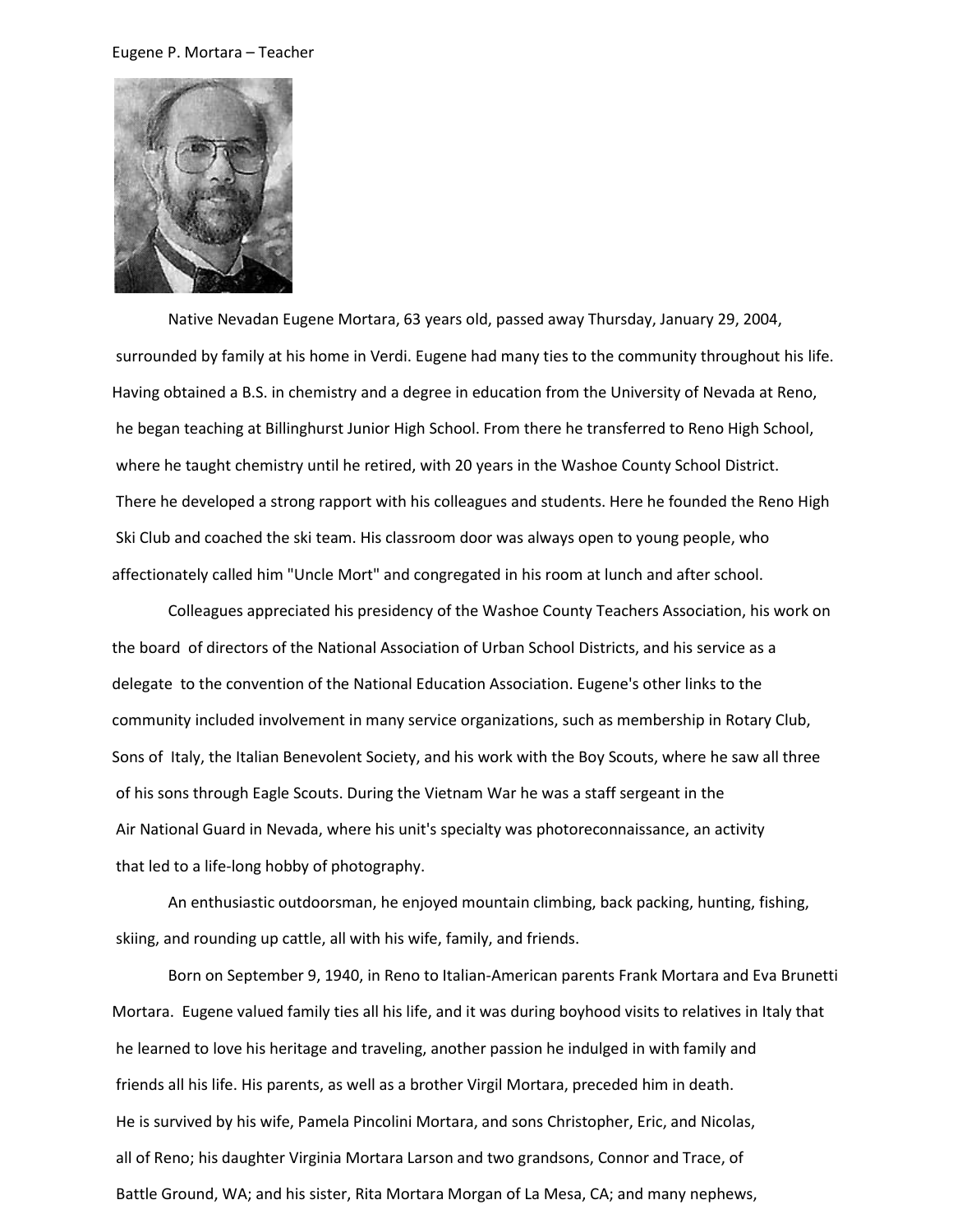Eugene P. Mortara – Teacher

Native Nevadan Eugene Mortara, 63 years old, passed away Thursday, January 29, 2004, surrounded by family at his home in Verdi. Eugene had many ties to the community throughout his life. Having obtained a B.S. in chemistry and a degree in education from the University of Nevada at Reno, he began teaching at Billinghurst Junior High School. From there he transferred to Reno High School, where he taught chemistry until he retired, with 20 years in the Washoe County School District. There he developed a strong rapport with his colleagues and students. Here he founded the Reno High Ski Club and coached the ski team. His classroom door was always open to young people, who affectionately called him "Uncle Mort" and congregated in his room at lunch and after school.

Colleagues appreciated his presidency of the Washoe County Teachers Association, his work on the board of directors of the National Association of Urban School Districts, and his service as a delegate to the convention of the National Education Association. Eugene's other links to the community included involvement in many service organizations, such as membership in Rotary Club, Sons of Italy, the Italian Benevolent Society, and his work with the Boy Scouts, where he saw all three of his sons through Eagle Scouts. During the Vietnam War he was a staff sergeant in the Air National Guard in Nevada, where his unit's specialty was photoreconnaissance, an activity that led to a life-long hobby of photography.

An enthusiastic outdoorsman, he enjoyed mountain climbing, back packing, hunting, fishing, skiing, and rounding up cattle, all with his wife, family, and friends.

Born on September 9, 1940, in Reno to Italian-American parents Frank Mortara and Eva Brunetti Mortara. Eugene valued family ties all his life, and it was during boyhood visits to relatives in Italy that he learned to love his heritage and traveling, another passion he indulged in with family and friends all his life. His parents, as well as a brother Virgil Mortara, preceded him in death. He is survived by his wife, Pamela Pincolini Mortara, and sons Christopher, Eric, and Nicolas, all of Reno; his daughter Virginia Mortara Larson and two grandsons, Connor and Trace, of Battle Ground, WA; and his sister, Rita Mortara Morgan of La Mesa, CA; and many nephews,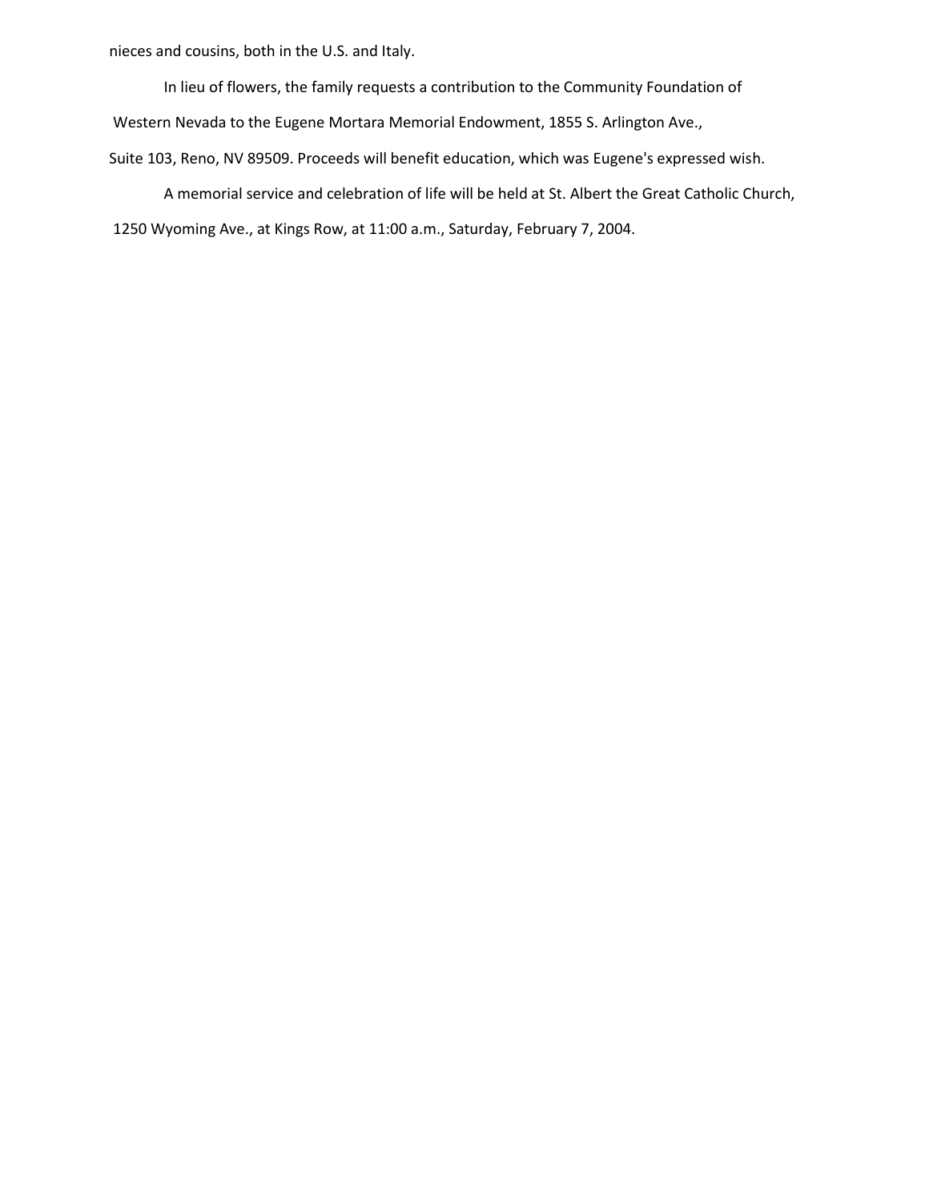nieces and cousins, both in the U.S. and Italy.

In lieu of flowers, the family requests a contribution to the Community Foundation of Western Nevada to the Eugene Mortara Memorial Endowment, 1855 S. Arlington Ave., Suite 103, Reno, NV 89509. Proceeds will benefit education, which was Eugene's expressed wish.

A memorial service and celebration of life will be held at St. Albert the Great Catholic Church, 1250 Wyoming Ave., at Kings Row, at 11:00 a.m., Saturday, February 7, 2004.